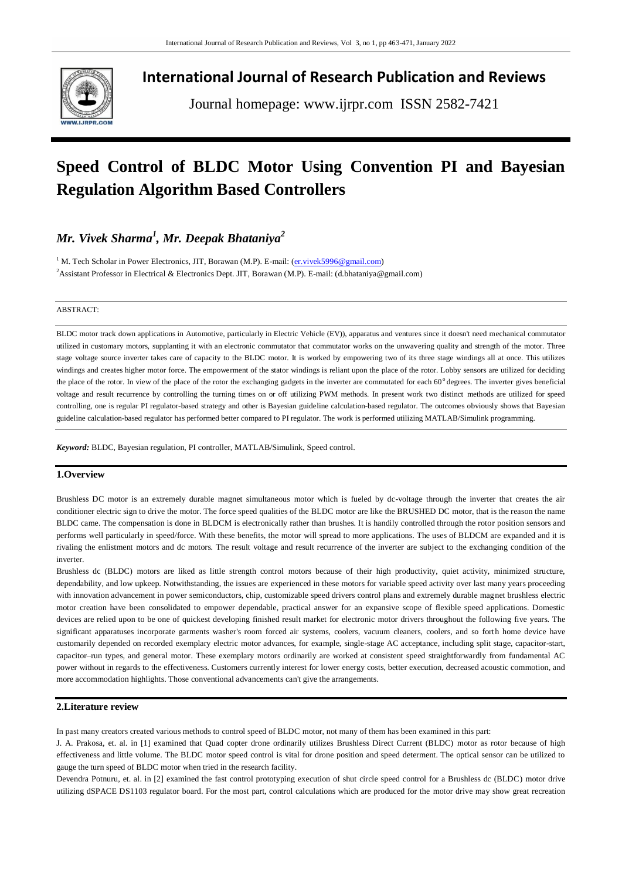# International Journal of Research Publication and Reviews

Journal homepage: www.ijrpr.com ISSN 2582-7421

# Speed Control of BLDC Motor Using Convention PI and Bayesian Regulation Algorithm Based Controllers

## *Mr. Vivek Sharma[1], Mr. Deepak Bhataniya[2]*

[1] M. Tech Scholar in Power Electronics, JIT, Borawan (M.P). E-mail: (er.vivek5996@gmail.com)

[2]Assistant Professor in Electrical & Electronics Dept. JIT, Borawan (M.P). E-mail: (d.bhataniya@gmail.com)

ABSTRACT:

BLDC motor track down applications in Automotive, particularly in Electric Vehicle (EV)), apparatus and ventures since it doesn't need mechanical commutator utilized in customary motors, supplanting it with an electronic commutator that commutator works on the unwavering quality and strength of the motor. Three stage voltage source inverter takes care of capacity to the BLDC motor. It is worked by empowering two of its three stage windings all at once. This utilizes windings and creates higher motor force. The empowerment of the stator windings is reliant upon the place of the rotor. Lobby sensors are utilized for deciding the place of the rotor. In view of the place of the rotor the exchanging gadgets in the inverter are commutated for each 60$^o$ degrees. The inverter gives beneficial voltage and result recurrence by controlling the turning times on or off utilizing PWM methods. In present work two distinct methods are utilized for speed controlling, one is regular PI regulator-based strategy and other is Bayesian guideline calculation-based regulator. The outcomes obviously shows that Bayesian guideline calculation-based regulator has performed better compared to PI regulator. The work is performed utilizing MATLAB/Simulink programming.

***Keyword:*** BLDC, Bayesian regulation, PI controller, MATLAB/Simulink, Speed control.

## 1.Overview

Brushless DC motor is an extremely durable magnet simultaneous motor which is fueled by dc-voltage through the inverter that creates the air conditioner electric sign to drive the motor. The force speed qualities of the BLDC motor are like the BRUSHED DC motor, that is the reason the name BLDC came. The compensation is done in BLDCM is electronically rather than brushes. It is handily controlled through the rotor position sensors and performs well particularly in speed/force. With these benefits, the motor will spread to more applications. The uses of BLDCM are expanded and it is rivaling the enlistment motors and dc motors. The result voltage and result recurrence of the inverter are subject to the exchanging condition of the inverter.

Brushless dc (BLDC) motors are liked as little strength control motors because of their high productivity, quiet activity, minimized structure, dependability, and low upkeep. Notwithstanding, the issues are experienced in these motors for variable speed activity over last many years proceeding with innovation advancement in power semiconductors, chip, customizable speed drivers control plans and extremely durable magnet brushless electric motor creation have been consolidated to empower dependable, practical answer for an expansive scope of flexible speed applications. Domestic devices are relied upon to be one of quickest developing finished result market for electronic motor drivers throughout the following five years. The significant apparatuses incorporate garments washer's room forced air systems, coolers, vacuum cleaners, coolers, and so forth home device have customarily depended on recorded exemplary electric motor advances, for example, single-stage AC acceptance, including split stage, capacitor-start, capacitor–run types, and general motor. These exemplary motors ordinarily are worked at consistent speed straightforwardly from fundamental AC power without in regards to the effectiveness. Customers currently interest for lower energy costs, better execution, decreased acoustic commotion, and more accommodation highlights. Those conventional advancements can't give the arrangements.

## 2.Literature review

In past many creators created various methods to control speed of BLDC motor, not many of them has been examined in this part:

J. A. Prakosa, et. al. in [1] examined that Quad copter drone ordinarily utilizes Brushless Direct Current (BLDC) motor as rotor because of high effectiveness and little volume. The BLDC motor speed control is vital for drone position and speed determent. The optical sensor can be utilized to gauge the turn speed of BLDC motor when tried in the research facility.

Devendra Potnuru, et. al. in [2] examined the fast control prototyping execution of shut circle speed control for a Brushless dc (BLDC) motor drive utilizing dSPACE DS1103 regulator board. For the most part, control calculations which are produced for the motor drive may show great recreation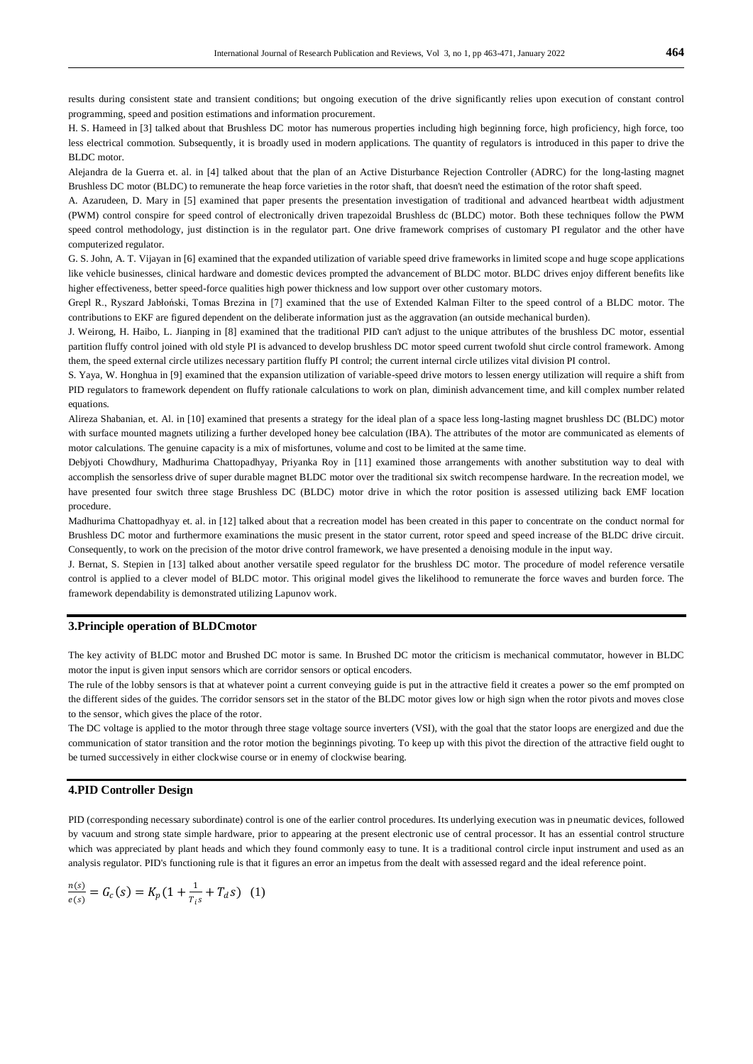results during consistent state and transient conditions; but ongoing execution of the drive significantly relies upon execution of constant control programming, speed and position estimations and information procurement.

H. S. Hameed in [3] talked about that Brushless DC motor has numerous properties including high beginning force, high proficiency, high force, too less electrical commotion. Subsequently, it is broadly used in modern applications. The quantity of regulators is introduced in this paper to drive the BLDC motor.

Alejandra de la Guerra et. al. in [4] talked about that the plan of an Active Disturbance Rejection Controller (ADRC) for the long-lasting magnet Brushless DC motor (BLDC) to remunerate the heap force varieties in the rotor shaft, that doesn't need the estimation of the rotor shaft speed.

A. Azarudeen, D. Mary in [5] examined that paper presents the presentation investigation of traditional and advanced heartbeat width adjustment (PWM) control conspire for speed control of electronically driven trapezoidal Brushless dc (BLDC) motor. Both these techniques follow the PWM speed control methodology, just distinction is in the regulator part. One drive framework comprises of customary PI regulator and the other have computerized regulator.

G. S. John, A. T. Vijayan in [6] examined that the expanded utilization of variable speed drive frameworks in limited scope and huge scope applications like vehicle businesses, clinical hardware and domestic devices prompted the advancement of BLDC motor. BLDC drives enjoy different benefits like higher effectiveness, better speed-force qualities high power thickness and low support over other customary motors.

Grepl R., Ryszard Jabłoński, Tomas Brezina in [7] examined that the use of Extended Kalman Filter to the speed control of a BLDC motor. The contributions to EKF are figured dependent on the deliberate information just as the aggravation (an outside mechanical burden).

J. Weirong, H. Haibo, L. Jianping in [8] examined that the traditional PID can't adjust to the unique attributes of the brushless DC motor, essential partition fluffy control joined with old style PI is advanced to develop brushless DC motor speed current twofold shut circle control framework. Among them, the speed external circle utilizes necessary partition fluffy PI control; the current internal circle utilizes vital division PI control.

S. Yaya, W. Honghua in [9] examined that the expansion utilization of variable-speed drive motors to lessen energy utilization will require a shift from PID regulators to framework dependent on fluffy rationale calculations to work on plan, diminish advancement time, and kill complex number related equations.

Alireza Shabanian, et. Al. in [10] examined that presents a strategy for the ideal plan of a space less long-lasting magnet brushless DC (BLDC) motor with surface mounted magnets utilizing a further developed honey bee calculation (IBA). The attributes of the motor are communicated as elements of motor calculations. The genuine capacity is a mix of misfortunes, volume and cost to be limited at the same time.

Debjyoti Chowdhury, Madhurima Chattopadhyay, Priyanka Roy in [11] examined those arrangements with another substitution way to deal with accomplish the sensorless drive of super durable magnet BLDC motor over the traditional six switch recompense hardware. In the recreation model, we have presented four switch three stage Brushless DC (BLDC) motor drive in which the rotor position is assessed utilizing back EMF location procedure.

Madhurima Chattopadhyay et. al. in [12] talked about that a recreation model has been created in this paper to concentrate on the conduct normal for Brushless DC motor and furthermore examinations the music present in the stator current, rotor speed and speed increase of the BLDC drive circuit. Consequently, to work on the precision of the motor drive control framework, we have presented a denoising module in the input way.

J. Bernat, S. Stepien in [13] talked about another versatile speed regulator for the brushless DC motor. The procedure of model reference versatile control is applied to a clever model of BLDC motor. This original model gives the likelihood to remunerate the force waves and burden force. The framework dependability is demonstrated utilizing Lapunov work.

## 3.Principle operation of BLDCmotor

The key activity of BLDC motor and Brushed DC motor is same. In Brushed DC motor the criticism is mechanical commutator, however in BLDC motor the input is given input sensors which are corridor sensors or optical encoders.

The rule of the lobby sensors is that at whatever point a current conveying guide is put in the attractive field it creates a power so the emf prompted on the different sides of the guides. The corridor sensors set in the stator of the BLDC motor gives low or high sign when the rotor pivots and moves close to the sensor, which gives the place of the rotor.

The DC voltage is applied to the motor through three stage voltage source inverters (VSI), with the goal that the stator loops are energized and due the communication of stator transition and the rotor motion the beginnings pivoting. To keep up with this pivot the direction of the attractive field ought to be turned successively in either clockwise course or in enemy of clockwise bearing.

## 4.PID Controller Design

PID (corresponding necessary subordinate) control is one of the earlier control procedures. Its underlying execution was in pneumatic devices, followed by vacuum and strong state simple hardware, prior to appearing at the present electronic use of central processor. It has an essential control structure which was appreciated by plant heads and which they found commonly easy to tune. It is a traditional control circle input instrument and used as an analysis regulator. PID's functioning rule is that it figures an error an impetus from the dealt with assessed regard and the ideal reference point.

$$\frac{n(s)}{e(s)} = G_c(s) = K_p\left(1 + \frac{1}{T_i s} + T_d s\right) \quad (1)$$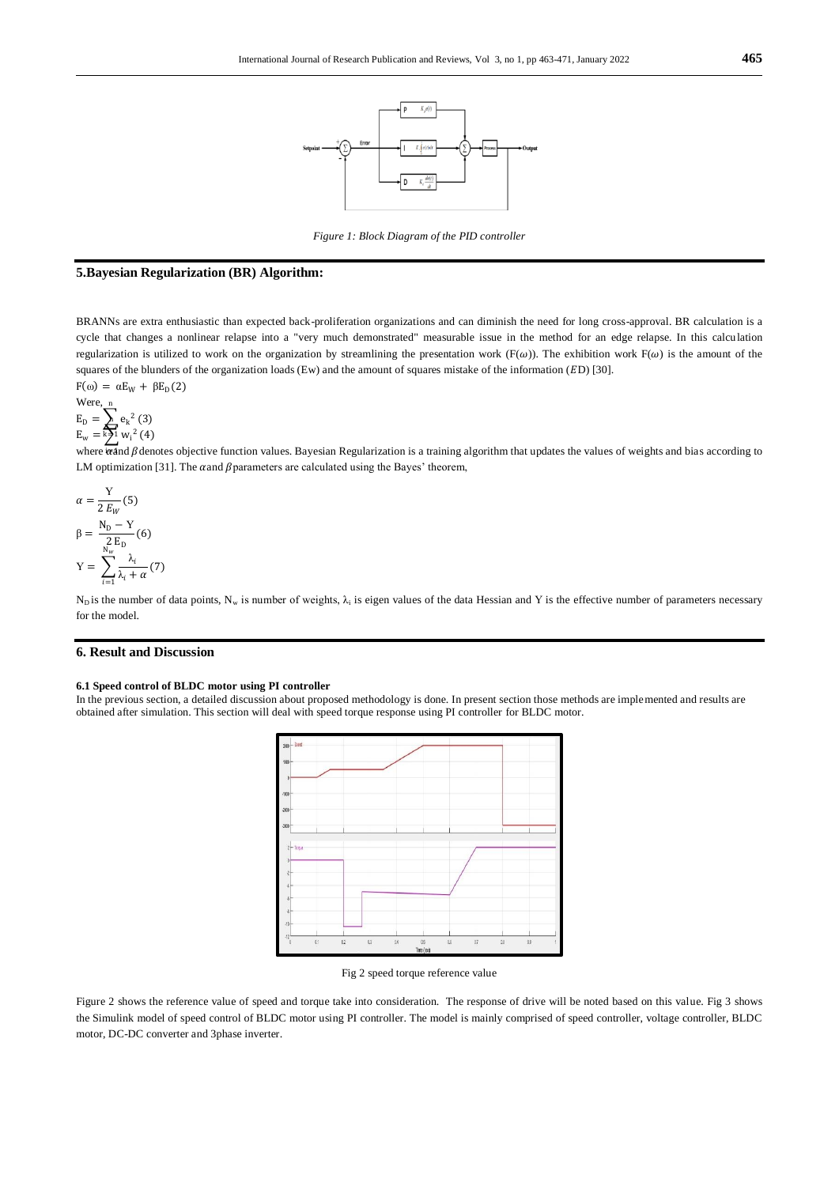Figure 1: Block Diagram of the PID controller

## 5.Bayesian Regularization (BR) Algorithm:

BRANNs are extra enthusiastic than expected back-proliferation organizations and can diminish the need for long cross-approval. BR calculation is a cycle that changes a nonlinear relapse into a "very much demonstrated" measurable issue in the method for an edge relapse. In this calculation regularization is utilized to work on the organization by streamlining the presentation work ($F(\omega)$). The exhibition work $F(\omega)$ is the amount of the squares of the blunders of the organization loads (Ew) and the amount of squares mistake of the information ($ED$) [30].

$$F(\omega) = \alpha E_W + \beta E_D \quad (2)$$

Were,

$$E_D = \sum_{k=1}^{n} e_k^2 \quad (3)$$

$$E_w = \sum w_i^2 \quad (4)$$

where $\alpha$ and $\beta$ denotes objective function values. Bayesian Regularization is a training algorithm that updates the values of weights and bias according to LM optimization [31]. The $\alpha$ and $\beta$ parameters are calculated using the Bayes' theorem,

$$\alpha = \frac{Y}{2\,E_W} \quad (5)$$

$$\beta = \frac{N_D - Y}{2\,E_D} \quad (6)$$

$$Y = \sum_{i=1}^{N_w} \frac{\lambda_i}{\lambda_i + \alpha} \quad (7)$$

$N_D$ is the number of data points, $N_w$ is number of weights, $\lambda_i$ is eigen values of the data Hessian and Y is the effective number of parameters necessary for the model.

## 6. Result and Discussion

### 6.1 Speed control of BLDC motor using PI controller

In the previous section, a detailed discussion about proposed methodology is done. In present section those methods are implemented and results are obtained after simulation. This section will deal with speed torque response using PI controller for BLDC motor.

Fig 2 speed torque reference value

Figure 2 shows the reference value of speed and torque take into consideration. The response of drive will be noted based on this value. Fig 3 shows the Simulink model of speed control of BLDC motor using PI controller. The model is mainly comprised of speed controller, voltage controller, BLDC motor, DC-DC converter and 3phase inverter.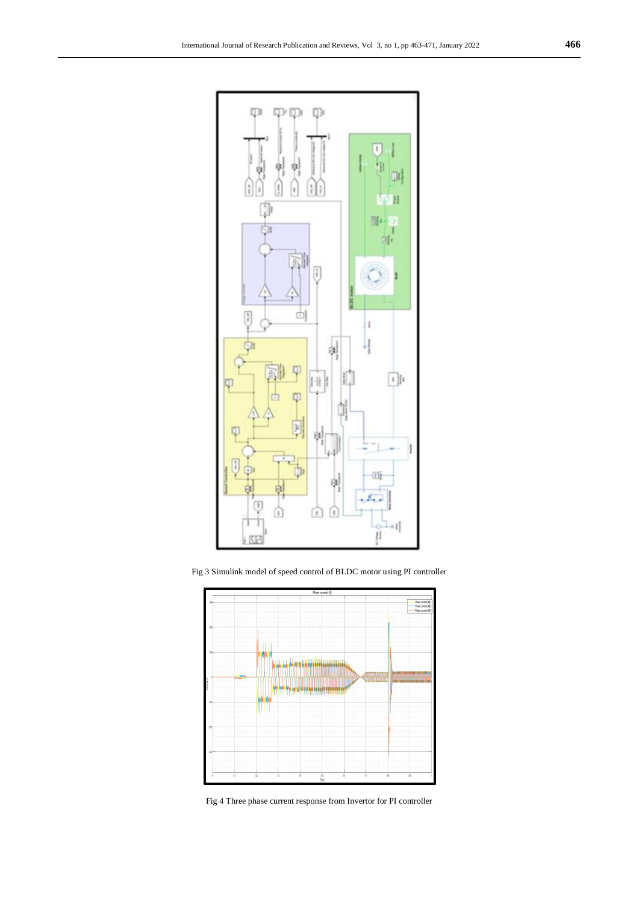Fig 3 Simulink model of speed control of BLDC motor using PI controller

Fig 4 Three phase current response from Invertor for PI controller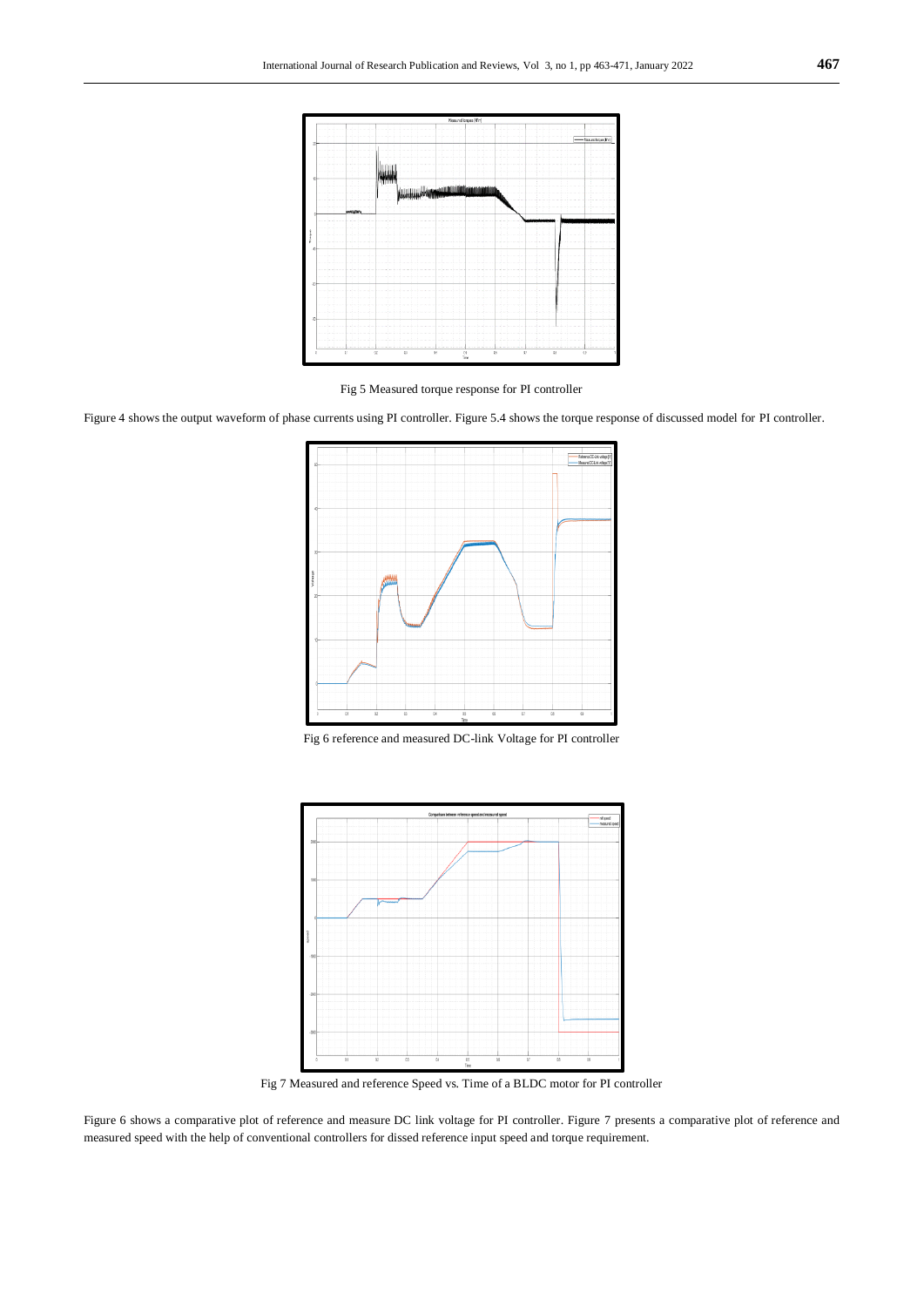Fig 5 Measured torque response for PI controller

Figure 4 shows the output waveform of phase currents using PI controller. Figure 5.4 shows the torque response of discussed model for PI controller.

Fig 6 reference and measured DC-link Voltage for PI controller

Fig 7 Measured and reference Speed vs. Time of a BLDC motor for PI controller

Figure 6 shows a comparative plot of reference and measure DC link voltage for PI controller. Figure 7 presents a comparative plot of reference and measured speed with the help of conventional controllers for dissed reference input speed and torque requirement.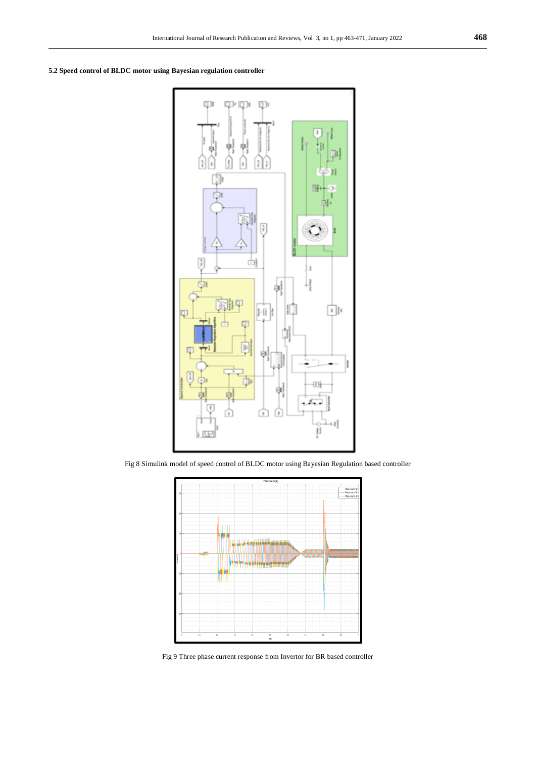### 5.2 Speed control of BLDC motor using Bayesian regulation controller

Fig 8 Simulink model of speed control of BLDC motor using Bayesian Regulation based controller

Fig 9 Three phase current response from Invertor for BR based controller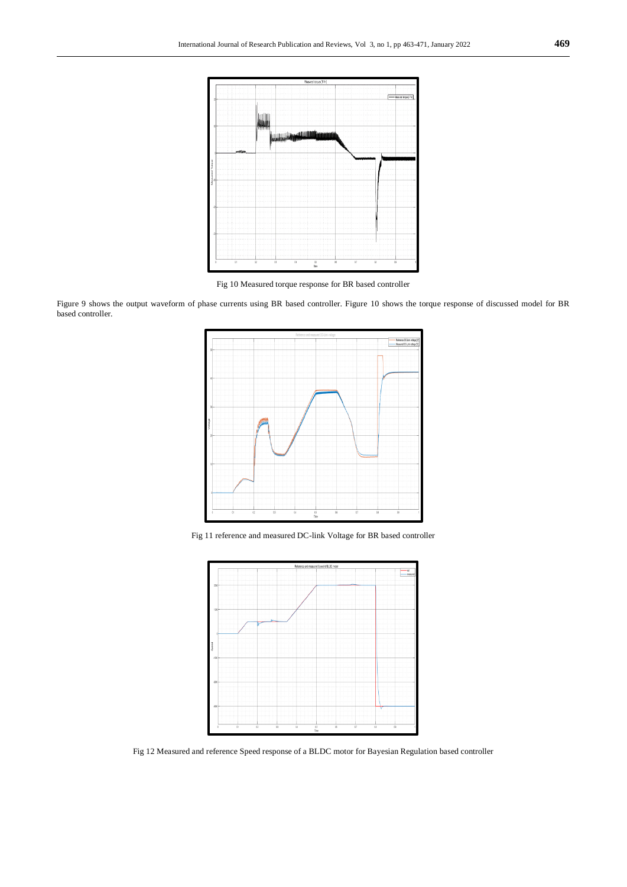Fig 10 Measured torque response for BR based controller

Figure 9 shows the output waveform of phase currents using BR based controller. Figure 10 shows the torque response of discussed model for BR based controller.

Fig 11 reference and measured DC-link Voltage for BR based controller

Fig 12 Measured and reference Speed response of a BLDC motor for Bayesian Regulation based controller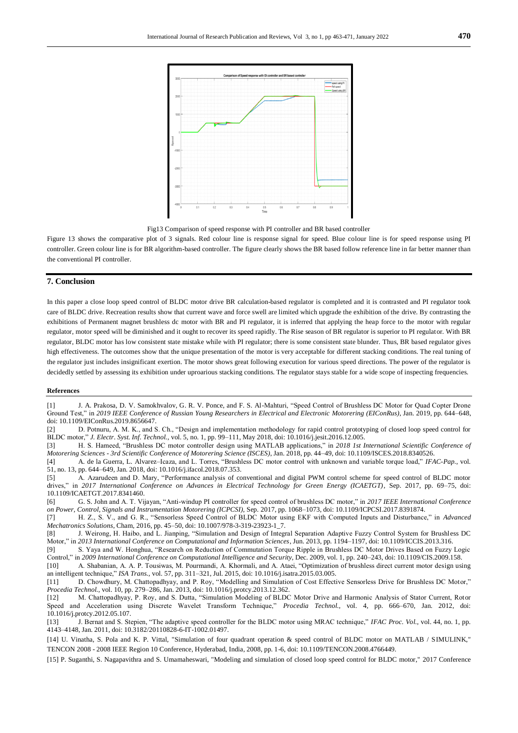Fig13 Comparison of speed response with PI controller and BR based controller

Figure 13 shows the comparative plot of 3 signals. Red colour line is response signal for speed. Blue colour line is for speed response using PI controller. Green colour line is for BR algorithm-based controller. The figure clearly shows the BR based follow reference line in far better manner than the conventional PI controller.

## 7. Conclusion

In this paper a close loop speed control of BLDC motor drive BR calculation-based regulator is completed and it is contrasted and PI regulator took care of BLDC drive. Recreation results show that current wave and force swell are limited which upgrade the exhibition of the drive. By contrasting the exhibitions of Permanent magnet brushless dc motor with BR and PI regulator, it is inferred that applying the heap force to the motor with regular regulator, motor speed will be diminished and it ought to recover its speed rapidly. The Rise season of BR regulator is superior to PI regulator. With BR regulator, BLDC motor has low consistent state mistake while with PI regulator; there is some consistent state blunder. Thus, BR based regulator gives high effectiveness. The outcomes show that the unique presentation of the motor is very acceptable for different stacking conditions. The real tuning of the regulator just includes insignificant exertion. The motor shows great following execution for various speed directions. The power of the regulator is decidedly settled by assessing its exhibition under uproarious stacking conditions. The regulator stays stable for a wide scope of inspecting frequencies.

**References**

[1] J. A. Prakosa, D. V. Samokhvalov, G. R. V. Ponce, and F. S. Al-Mahturi, "Speed Control of Brushless DC Motor for Quad Copter Drone Ground Test," in *2019 IEEE Conference of Russian Young Researchers in Electrical and Electronic Motorering (EIConRus)*, Jan. 2019, pp. 644–648, doi: 10.1109/EIConRus.2019.8656647.

[2] D. Potnuru, A. M. K., and S. Ch., "Design and implementation methodology for rapid control prototyping of closed loop speed control for BLDC motor," *J. Electr. Syst. Inf. Technol.*, vol. 5, no. 1, pp. 99–111, May 2018, doi: 10.1016/j.jesit.2016.12.005.

[3] H. S. Hameed, "Brushless DC motor controller design using MATLAB applications," in *2018 1st International Scientific Conference of Motorering Sciences - 3rd Scientific Conference of Motorering Science (ISCES)*, Jan. 2018, pp. 44–49, doi: 10.1109/ISCES.2018.8340526.

[4] A. de la Guerra, L. Alvarez–Icaza, and L. Torres, "Brushless DC motor control with unknown and variable torque load," *IFAC-Pap.*, vol. 51, no. 13, pp. 644–649, Jan. 2018, doi: 10.1016/j.ifacol.2018.07.353.

[5] A. Azarudeen and D. Mary, "Performance analysis of conventional and digital PWM control scheme for speed control of BLDC motor drives," in *2017 International Conference on Advances in Electrical Technology for Green Energy (ICAETGT)*, Sep. 2017, pp. 69–75, doi: 10.1109/ICAETGT.2017.8341460.

[6] G. S. John and A. T. Vijayan, "Anti-windup PI controller for speed control of brushless DC motor," in *2017 IEEE International Conference on Power, Control, Signals and Instrumentation Motorering (ICPCSI)*, Sep. 2017, pp. 1068–1073, doi: 10.1109/ICPCSI.2017.8391874.

[7] H. Z., S. V., and G. R., "Sensorless Speed Control of BLDC Motor using EKF with Computed Inputs and Disturbance," in *Advanced Mechatronics Solutions*, Cham, 2016, pp. 45–50, doi: 10.1007/978-3-319-23923-1_7.

[8] J. Weirong, H. Haibo, and L. Jianping, "Simulation and Design of Integral Separation Adaptive Fuzzy Control System for Brushless DC Motor," in *2013 International Conference on Computational and Information Sciences*, Jun. 2013, pp. 1194–1197, doi: 10.1109/ICCIS.2013.316.

[9] S. Yaya and W. Honghua, "Research on Reduction of Commutation Torque Ripple in Brushless DC Motor Drives Based on Fuzzy Logic Control," in *2009 International Conference on Computational Intelligence and Security*, Dec. 2009, vol. 1, pp. 240–243, doi: 10.1109/CIS.2009.158.

[10] A. Shabanian, A. A. P. Tousiwas, M. Pourmandi, A. Khormali, and A. Ataei, "Optimization of brushless direct current motor design using an intelligent technique," *ISA Trans.*, vol. 57, pp. 311–321, Jul. 2015, doi: 10.1016/j.isatra.2015.03.005.

[11] D. Chowdhury, M. Chattopadhyay, and P. Roy, "Modelling and Simulation of Cost Effective Sensorless Drive for Brushless DC Motor," *Procedia Technol.*, vol. 10, pp. 279–286, Jan. 2013, doi: 10.1016/j.protcy.2013.12.362.

[12] M. Chattopadhyay, P. Roy, and S. Dutta, "Simulation Modeling of BLDC Motor Drive and Harmonic Analysis of Stator Current, Rotor Speed and Acceleration using Discrete Wavelet Transform Technique," *Procedia Technol.*, vol. 4, pp. 666–670, Jan. 2012, doi: 10.1016/j.protcy.2012.05.107.

[13] J. Bernat and S. Stepien, "The adaptive speed controller for the BLDC motor using MRAC technique," *IFAC Proc. Vol.*, vol. 44, no. 1, pp. 4143–4148, Jan. 2011, doi: 10.3182/20110828-6-IT-1002.01497.

[14] U. Vinatha, S. Pola and K. P. Vittal, "Simulation of four quadrant operation & speed control of BLDC motor on MATLAB / SIMULINK," TENCON 2008 - 2008 IEEE Region 10 Conference, Hyderabad, India, 2008, pp. 1-6, doi: 10.1109/TENCON.2008.4766449.

[15] P. Suganthi, S. Nagapavithra and S. Umamaheswari, "Modeling and simulation of closed loop speed control for BLDC motor," 2017 Conference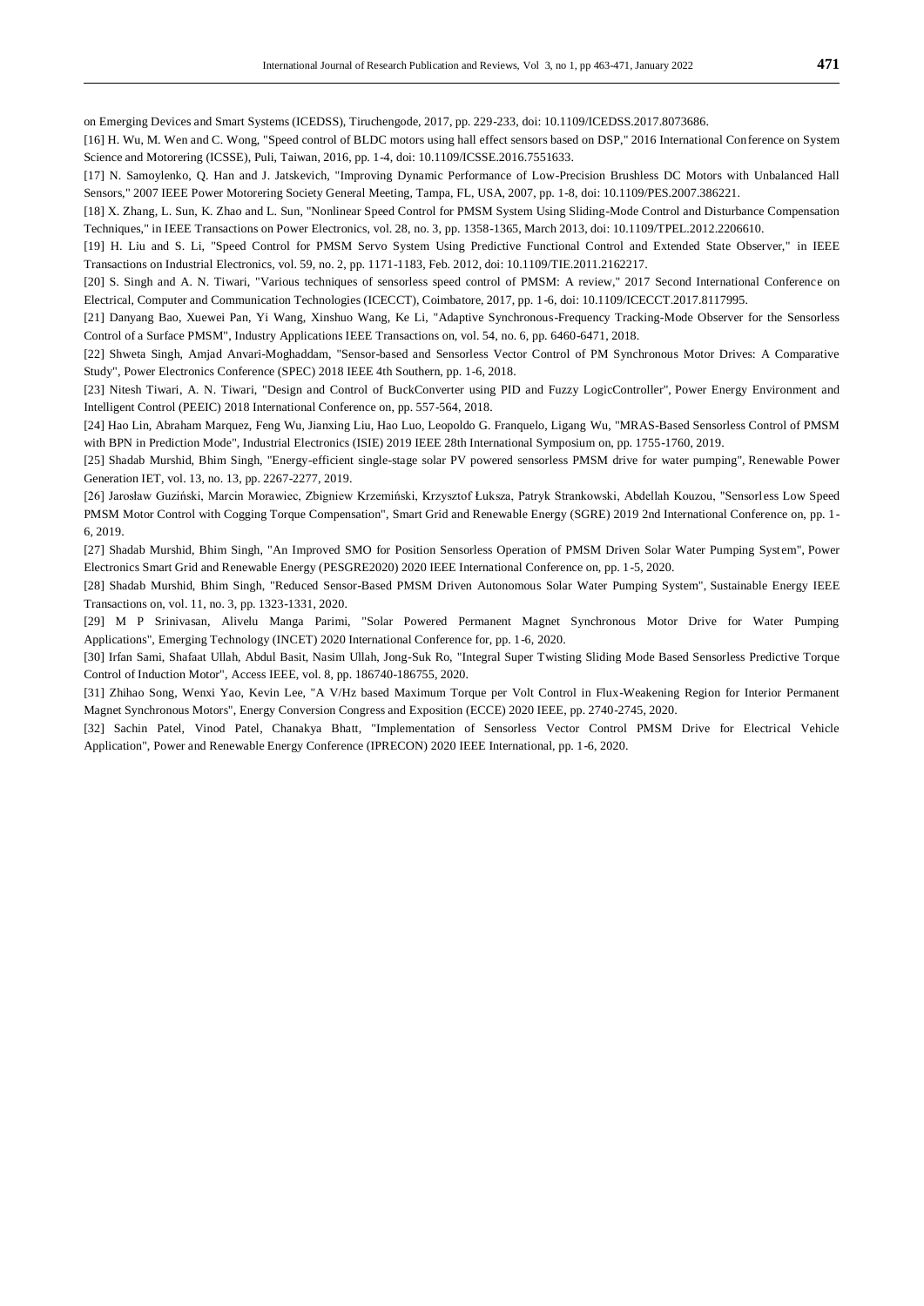on Emerging Devices and Smart Systems (ICEDSS), Tiruchengode, 2017, pp. 229-233, doi: 10.1109/ICEDSS.2017.8073686.

[16] H. Wu, M. Wen and C. Wong, "Speed control of BLDC motors using hall effect sensors based on DSP," 2016 International Conference on System Science and Motorering (ICSSE), Puli, Taiwan, 2016, pp. 1-4, doi: 10.1109/ICSSE.2016.7551633.

[17] N. Samoylenko, Q. Han and J. Jatskevich, "Improving Dynamic Performance of Low-Precision Brushless DC Motors with Unbalanced Hall Sensors," 2007 IEEE Power Motorering Society General Meeting, Tampa, FL, USA, 2007, pp. 1-8, doi: 10.1109/PES.2007.386221.

[18] X. Zhang, L. Sun, K. Zhao and L. Sun, "Nonlinear Speed Control for PMSM System Using Sliding-Mode Control and Disturbance Compensation Techniques," in IEEE Transactions on Power Electronics, vol. 28, no. 3, pp. 1358-1365, March 2013, doi: 10.1109/TPEL.2012.2206610.

[19] H. Liu and S. Li, "Speed Control for PMSM Servo System Using Predictive Functional Control and Extended State Observer," in IEEE Transactions on Industrial Electronics, vol. 59, no. 2, pp. 1171-1183, Feb. 2012, doi: 10.1109/TIE.2011.2162217.

[20] S. Singh and A. N. Tiwari, "Various techniques of sensorless speed control of PMSM: A review," 2017 Second International Conference on Electrical, Computer and Communication Technologies (ICECCT), Coimbatore, 2017, pp. 1-6, doi: 10.1109/ICECCT.2017.8117995.

[21] Danyang Bao, Xuewei Pan, Yi Wang, Xinshuo Wang, Ke Li, "Adaptive Synchronous-Frequency Tracking-Mode Observer for the Sensorless Control of a Surface PMSM", Industry Applications IEEE Transactions on, vol. 54, no. 6, pp. 6460-6471, 2018.

[22] Shweta Singh, Amjad Anvari-Moghaddam, "Sensor-based and Sensorless Vector Control of PM Synchronous Motor Drives: A Comparative Study", Power Electronics Conference (SPEC) 2018 IEEE 4th Southern, pp. 1-6, 2018.

[23] Nitesh Tiwari, A. N. Tiwari, "Design and Control of BuckConverter using PID and Fuzzy LogicController", Power Energy Environment and Intelligent Control (PEEIC) 2018 International Conference on, pp. 557-564, 2018.

[24] Hao Lin, Abraham Marquez, Feng Wu, Jianxing Liu, Hao Luo, Leopoldo G. Franquelo, Ligang Wu, "MRAS-Based Sensorless Control of PMSM with BPN in Prediction Mode", Industrial Electronics (ISIE) 2019 IEEE 28th International Symposium on, pp. 1755-1760, 2019.

[25] Shadab Murshid, Bhim Singh, "Energy-efficient single-stage solar PV powered sensorless PMSM drive for water pumping", Renewable Power Generation IET, vol. 13, no. 13, pp. 2267-2277, 2019.

[26] Jarosław Guziński, Marcin Morawiec, Zbigniew Krzemiński, Krzysztof Łuksza, Patryk Strankowski, Abdellah Kouzou, "Sensorless Low Speed PMSM Motor Control with Cogging Torque Compensation", Smart Grid and Renewable Energy (SGRE) 2019 2nd International Conference on, pp. 1-6, 2019.

[27] Shadab Murshid, Bhim Singh, "An Improved SMO for Position Sensorless Operation of PMSM Driven Solar Water Pumping System", Power Electronics Smart Grid and Renewable Energy (PESGRE2020) 2020 IEEE International Conference on, pp. 1-5, 2020.

[28] Shadab Murshid, Bhim Singh, "Reduced Sensor-Based PMSM Driven Autonomous Solar Water Pumping System", Sustainable Energy IEEE Transactions on, vol. 11, no. 3, pp. 1323-1331, 2020.

[29] M P Srinivasan, Alivelu Manga Parimi, "Solar Powered Permanent Magnet Synchronous Motor Drive for Water Pumping Applications", Emerging Technology (INCET) 2020 International Conference for, pp. 1-6, 2020.

[30] Irfan Sami, Shafaat Ullah, Abdul Basit, Nasim Ullah, Jong-Suk Ro, "Integral Super Twisting Sliding Mode Based Sensorless Predictive Torque Control of Induction Motor", Access IEEE, vol. 8, pp. 186740-186755, 2020.

[31] Zhihao Song, Wenxi Yao, Kevin Lee, "A V/Hz based Maximum Torque per Volt Control in Flux-Weakening Region for Interior Permanent Magnet Synchronous Motors", Energy Conversion Congress and Exposition (ECCE) 2020 IEEE, pp. 2740-2745, 2020.

[32] Sachin Patel, Vinod Patel, Chanakya Bhatt, "Implementation of Sensorless Vector Control PMSM Drive for Electrical Vehicle Application", Power and Renewable Energy Conference (IPRECON) 2020 IEEE International, pp. 1-6, 2020.